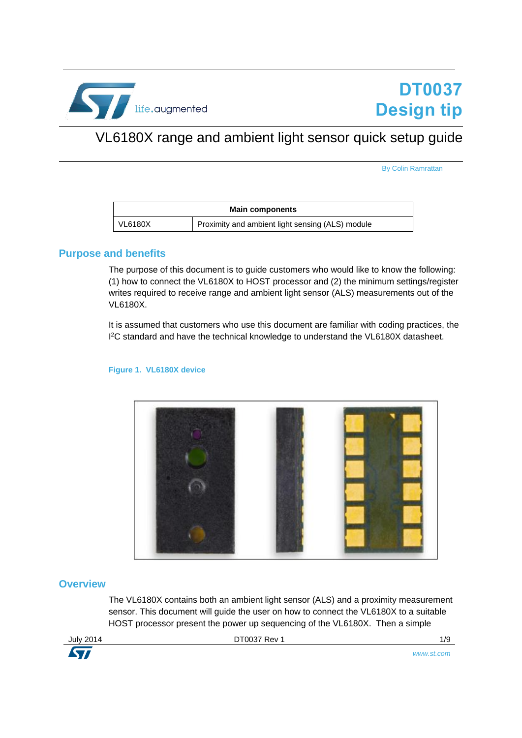# DT0037 Design tip

## VL6180X range and ambient light sensor quick setup guide

By Colin Ramrattan

| Main components | |
|---|---|
| VL6180X | Proximity and ambient light sensing (ALS) module |

## Purpose and benefits

The purpose of this document is to guide customers who would like to know the following: (1) how to connect the VL6180X to HOST processor and (2) the minimum settings/register writes required to receive range and ambient light sensor (ALS) measurements out of the VL6180X.

It is assumed that customers who use this document are familiar with coding practices, the I$^2$C standard and have the technical knowledge to understand the VL6180X datasheet.

**Figure 1. VL6180X device**

## Overview

The VL6180X contains both an ambient light sensor (ALS) and a proximity measurement sensor. This document will guide the user on how to connect the VL6180X to a suitable HOST processor present the power up sequencing of the VL6180X. Then a simple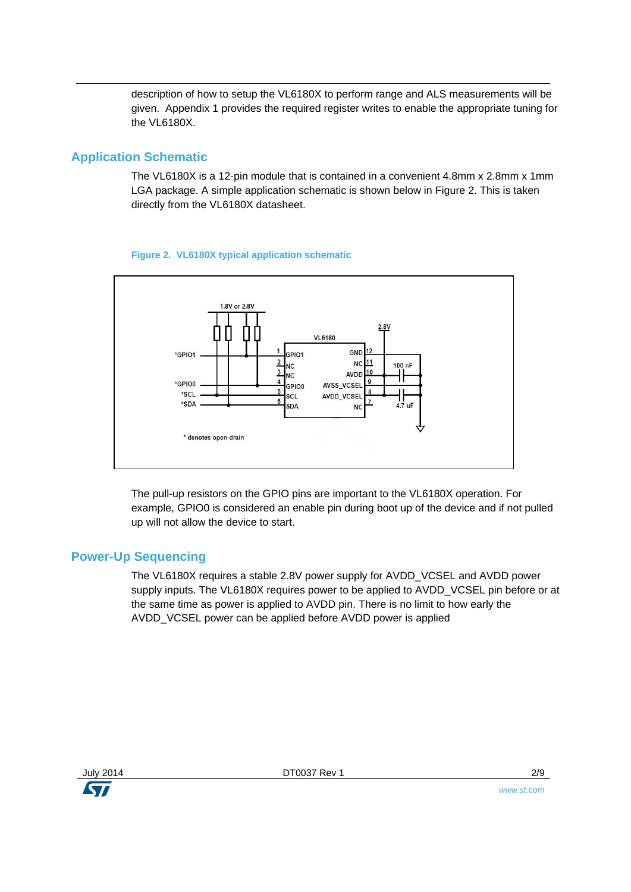description of how to setup the VL6180X to perform range and ALS measurements will be given. Appendix 1 provides the required register writes to enable the appropriate tuning for the VL6180X.

## Application Schematic

The VL6180X is a 12-pin module that is contained in a convenient 4.8mm x 2.8mm x 1mm LGA package. A simple application schematic is shown below in Figure 2. This is taken directly from the VL6180X datasheet.

**Figure 2. VL6180X typical application schematic**

The pull-up resistors on the GPIO pins are important to the VL6180X operation. For example, GPIO0 is considered an enable pin during boot up of the device and if not pulled up will not allow the device to start.

## Power-Up Sequencing

The VL6180X requires a stable 2.8V power supply for AVDD_VCSEL and AVDD power supply inputs. The VL6180X requires power to be applied to AVDD_VCSEL pin before or at the same time as power is applied to AVDD pin. There is no limit to how early the AVDD_VCSEL power can be applied before AVDD power is applied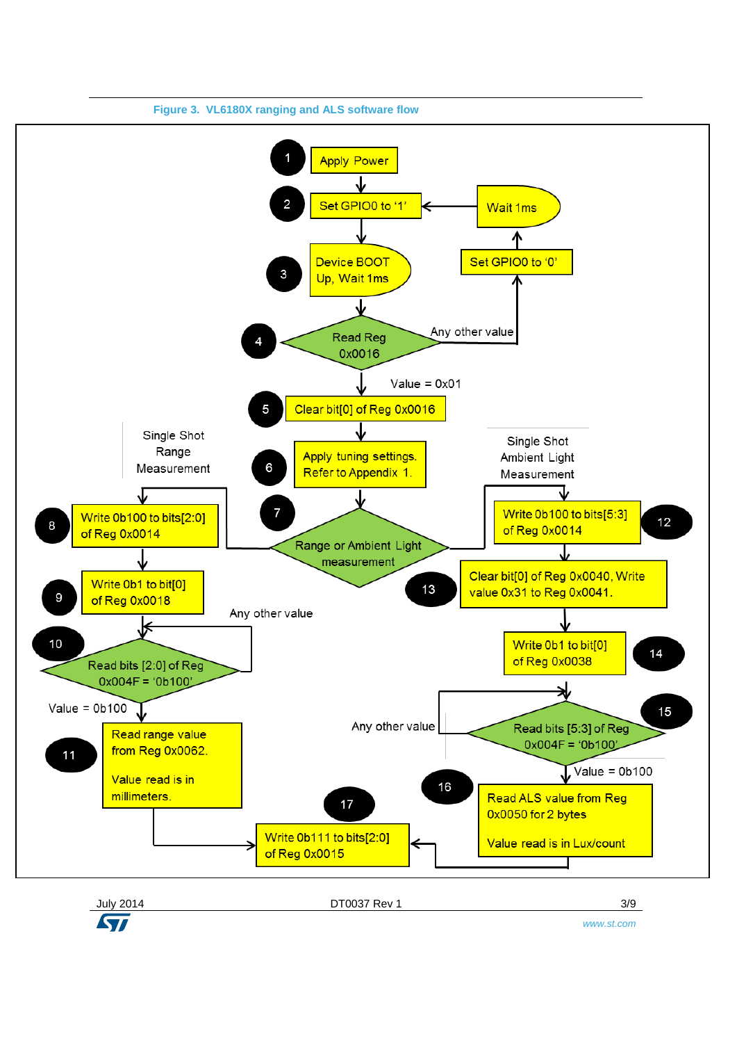Figure 3. VL6180X ranging and ALS software flow

1. Apply Power
2. Set GPIO0 to '1'
3. Device BOOT Up, Wait 1ms
4. Read Reg 0x0016
   - Any other value → Set GPIO0 to '0' → Wait 1ms → Set GPIO0 to '1'
   - Value = 0x01 → 5
5. Clear bit[0] of Reg 0x0016
6. Apply tuning settings. Refer to Appendix 1.
7. Range or Ambient Light measurement

Single Shot Range Measurement

8. Write 0b100 to bits[2:0] of Reg 0x0014
9. Write 0b1 to bit[0] of Reg 0x0018
10. Read bits [2:0] of Reg 0x004F = '0b100'
    - Any other value → 10
    - Value = 0b100 → 11
11. Read range value from Reg 0x0062.

    Value read is in millimeters.

Single Shot Ambient Light Measurement

12. Write 0b100 to bits[5:3] of Reg 0x0014
13. Clear bit[0] of Reg 0x0040, Write value 0x31 to Reg 0x0041.
14. Write 0b1 to bit[0] of Reg 0x0038
15. Read bits [5:3] of Reg 0x004F = '0b100'
    - Any other value → 15
    - Value = 0b100 → 16
16. Read ALS value from Reg 0x0050 for 2 bytes

    Value read is in Lux/count

17. Write 0b111 to bits[2:0] of Reg 0x0015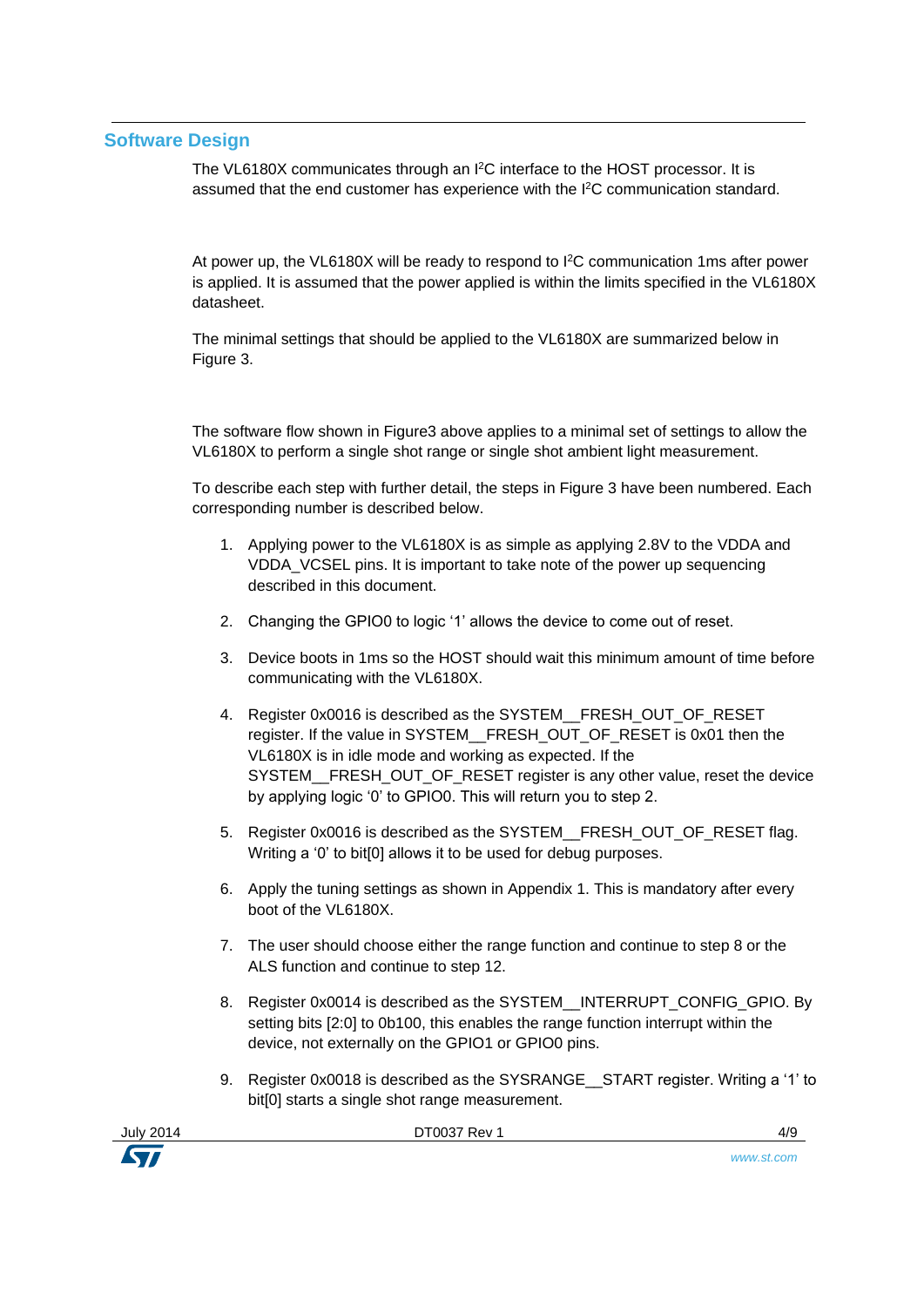## Software Design

The VL6180X communicates through an I$^2$C interface to the HOST processor. It is assumed that the end customer has experience with the I$^2$C communication standard.

At power up, the VL6180X will be ready to respond to I$^2$C communication 1ms after power is applied. It is assumed that the power applied is within the limits specified in the VL6180X datasheet.

The minimal settings that should be applied to the VL6180X are summarized below in Figure 3.

The software flow shown in Figure3 above applies to a minimal set of settings to allow the VL6180X to perform a single shot range or single shot ambient light measurement.

To describe each step with further detail, the steps in Figure 3 have been numbered. Each corresponding number is described below.

1. Applying power to the VL6180X is as simple as applying 2.8V to the VDDA and VDDA_VCSEL pins. It is important to take note of the power up sequencing described in this document.
2. Changing the GPIO0 to logic '1' allows the device to come out of reset.
3. Device boots in 1ms so the HOST should wait this minimum amount of time before communicating with the VL6180X.
4. Register 0x0016 is described as the SYSTEM__FRESH_OUT_OF_RESET register. If the value in SYSTEM__FRESH_OUT_OF_RESET is 0x01 then the VL6180X is in idle mode and working as expected. If the SYSTEM__FRESH_OUT_OF_RESET register is any other value, reset the device by applying logic '0' to GPIO0. This will return you to step 2.
5. Register 0x0016 is described as the SYSTEM__FRESH_OUT_OF_RESET flag. Writing a '0' to bit[0] allows it to be used for debug purposes.
6. Apply the tuning settings as shown in Appendix 1. This is mandatory after every boot of the VL6180X.
7. The user should choose either the range function and continue to step 8 or the ALS function and continue to step 12.
8. Register 0x0014 is described as the SYSTEM__INTERRUPT_CONFIG_GPIO. By setting bits [2:0] to 0b100, this enables the range function interrupt within the device, not externally on the GPIO1 or GPIO0 pins.
9. Register 0x0018 is described as the SYSRANGE__START register. Writing a '1' to bit[0] starts a single shot range measurement.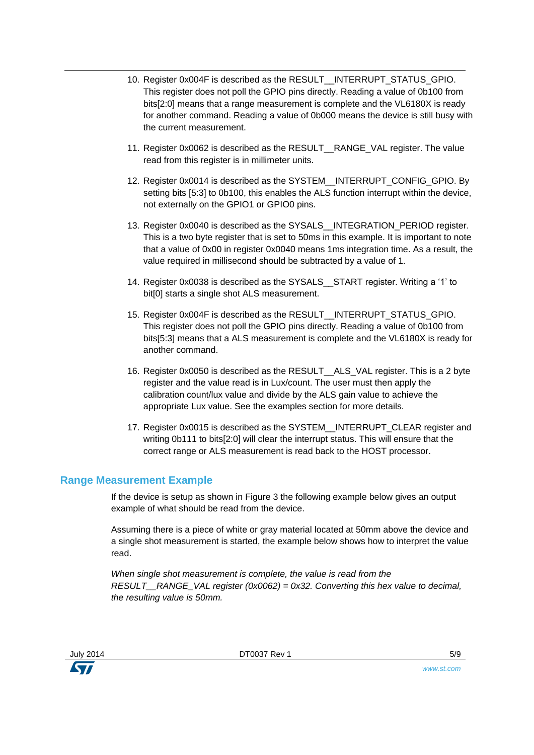10. Register 0x004F is described as the RESULT__INTERRUPT_STATUS_GPIO. This register does not poll the GPIO pins directly. Reading a value of 0b100 from bits[2:0] means that a range measurement is complete and the VL6180X is ready for another command. Reading a value of 0b000 means the device is still busy with the current measurement.

11. Register 0x0062 is described as the RESULT__RANGE_VAL register. The value read from this register is in millimeter units.

12. Register 0x0014 is described as the SYSTEM__INTERRUPT_CONFIG_GPIO. By setting bits [5:3] to 0b100, this enables the ALS function interrupt within the device, not externally on the GPIO1 or GPIO0 pins.

13. Register 0x0040 is described as the SYSALS__INTEGRATION_PERIOD register. This is a two byte register that is set to 50ms in this example. It is important to note that a value of 0x00 in register 0x0040 means 1ms integration time. As a result, the value required in millisecond should be subtracted by a value of 1.

14. Register 0x0038 is described as the SYSALS__START register. Writing a '1' to bit[0] starts a single shot ALS measurement.

15. Register 0x004F is described as the RESULT__INTERRUPT_STATUS_GPIO. This register does not poll the GPIO pins directly. Reading a value of 0b100 from bits[5:3] means that a ALS measurement is complete and the VL6180X is ready for another command.

16. Register 0x0050 is described as the RESULT__ALS_VAL register. This is a 2 byte register and the value read is in Lux/count. The user must then apply the calibration count/lux value and divide by the ALS gain value to achieve the appropriate Lux value. See the examples section for more details.

17. Register 0x0015 is described as the SYSTEM__INTERRUPT_CLEAR register and writing 0b111 to bits[2:0] will clear the interrupt status. This will ensure that the correct range or ALS measurement is read back to the HOST processor.

## Range Measurement Example

If the device is setup as shown in Figure 3 the following example below gives an output example of what should be read from the device.

Assuming there is a piece of white or gray material located at 50mm above the device and a single shot measurement is started, the example below shows how to interpret the value read.

*When single shot measurement is complete, the value is read from the RESULT__RANGE_VAL register (0x0062) = 0x32. Converting this hex value to decimal, the resulting value is 50mm.*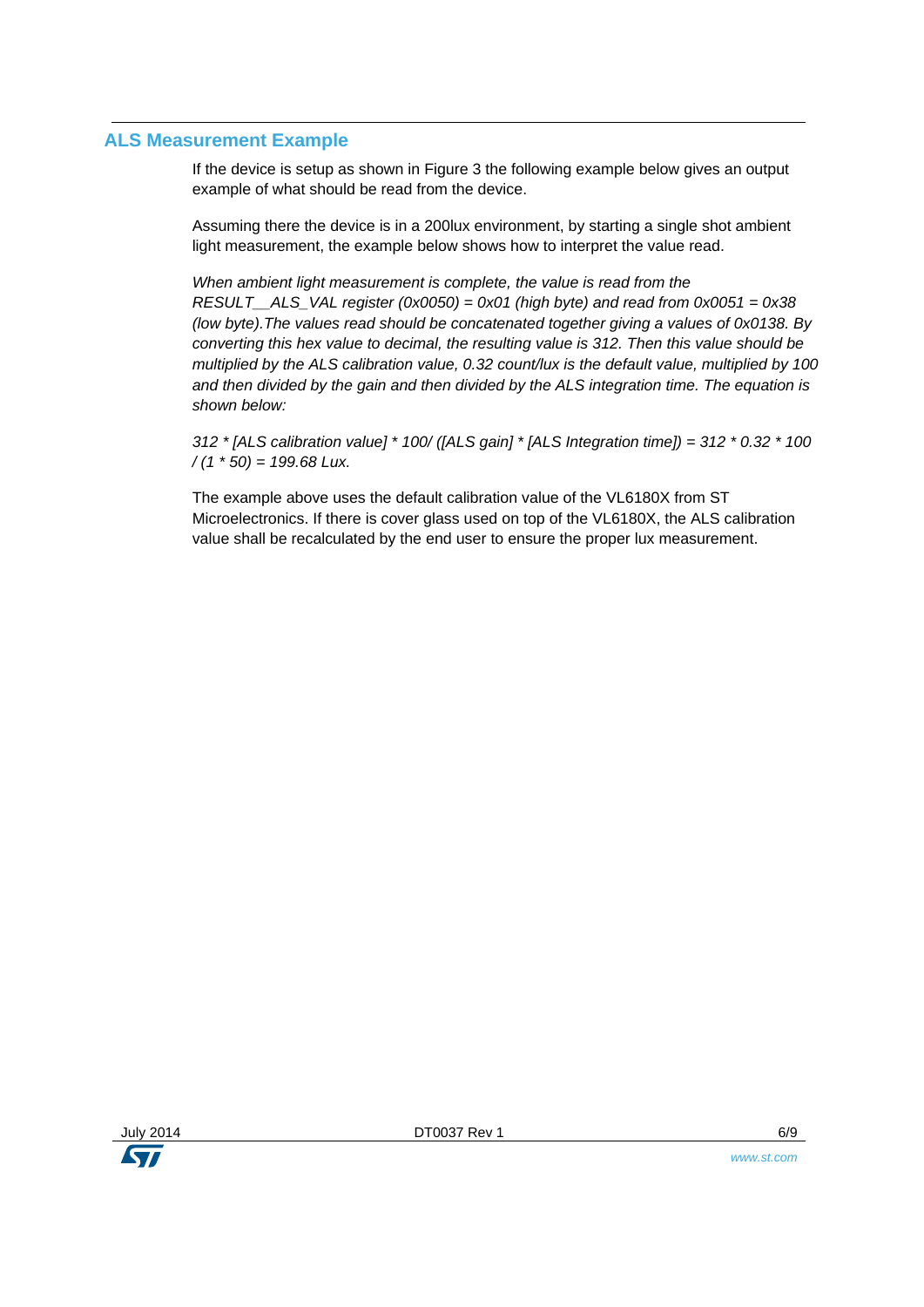## ALS Measurement Example

If the device is setup as shown in Figure 3 the following example below gives an output example of what should be read from the device.

Assuming there the device is in a 200lux environment, by starting a single shot ambient light measurement, the example below shows how to interpret the value read.

*When ambient light measurement is complete, the value is read from the RESULT__ALS_VAL register (0x0050) = 0x01 (high byte) and read from 0x0051 = 0x38 (low byte).The values read should be concatenated together giving a values of 0x0138. By converting this hex value to decimal, the resulting value is 312. Then this value should be multiplied by the ALS calibration value, 0.32 count/lux is the default value, multiplied by 100 and then divided by the gain and then divided by the ALS integration time. The equation is shown below:*

*312 * [ALS calibration value] * 100/ ([ALS gain] * [ALS Integration time]) = 312 * 0.32 * 100 / (1 * 50) = 199.68 Lux.*

The example above uses the default calibration value of the VL6180X from ST Microelectronics. If there is cover glass used on top of the VL6180X, the ALS calibration value shall be recalculated by the end user to ensure the proper lux measurement.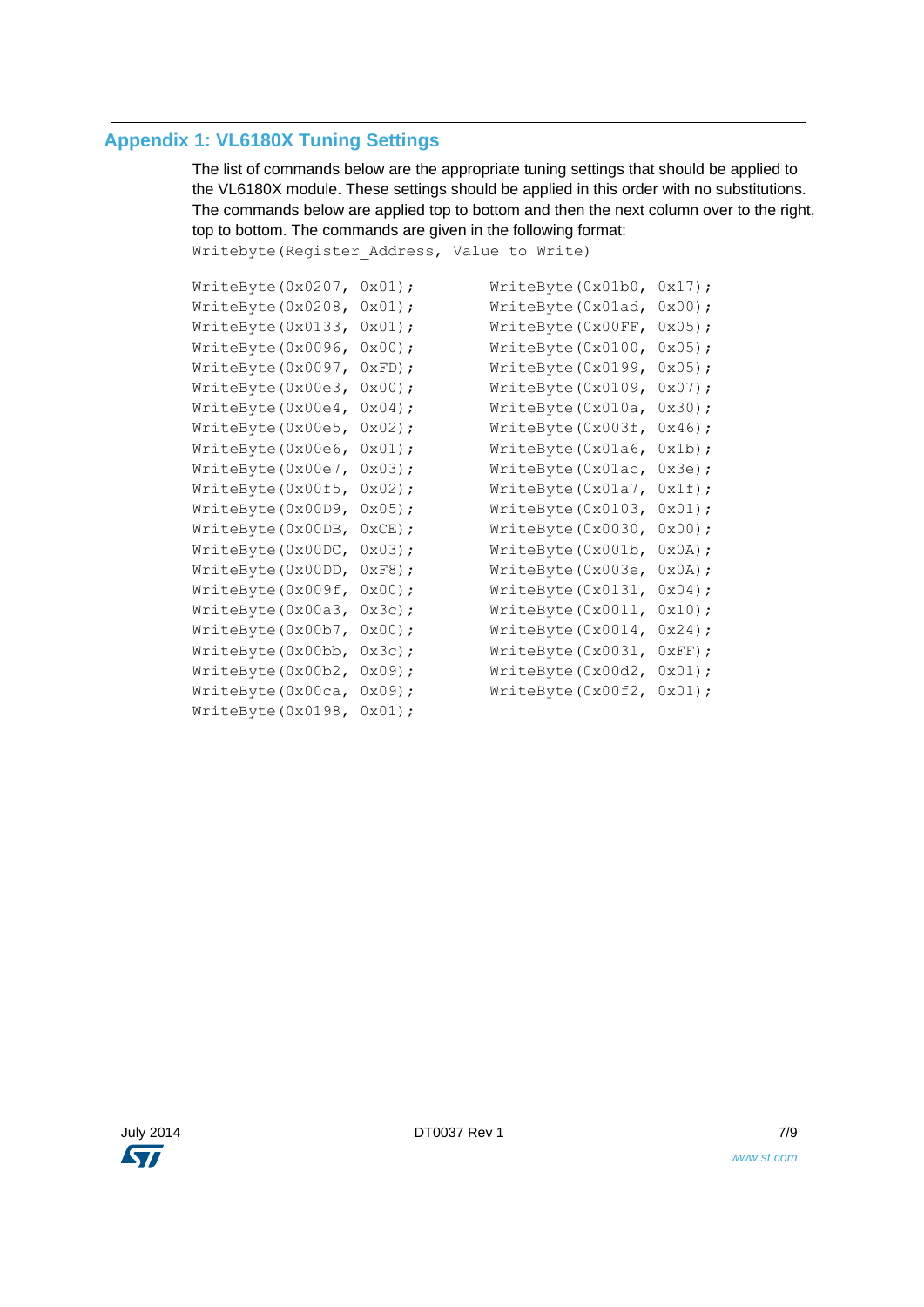## Appendix 1: VL6180X Tuning Settings

The list of commands below are the appropriate tuning settings that should be applied to the VL6180X module. These settings should be applied in this order with no substitutions. The commands below are applied top to bottom and then the next column over to the right, top to bottom. The commands are given in the following format:

`Writebyte(Register_Address, Value to Write)`

```
WriteByte(0x0207, 0x01);
WriteByte(0x0208, 0x01);
WriteByte(0x0133, 0x01);
WriteByte(0x0096, 0x00);
WriteByte(0x0097, 0xFD);
WriteByte(0x00e3, 0x00);
WriteByte(0x00e4, 0x04);
WriteByte(0x00e5, 0x02);
WriteByte(0x00e6, 0x01);
WriteByte(0x00e7, 0x03);
WriteByte(0x00f5, 0x02);
WriteByte(0x00D9, 0x05);
WriteByte(0x00DB, 0xCE);
WriteByte(0x00DC, 0x03);
WriteByte(0x00DD, 0xF8);
WriteByte(0x009f, 0x00);
WriteByte(0x00a3, 0x3c);
WriteByte(0x00b7, 0x00);
WriteByte(0x00bb, 0x3c);
WriteByte(0x00b2, 0x09);
WriteByte(0x00ca, 0x09);
WriteByte(0x0198, 0x01);
WriteByte(0x01b0, 0x17);
WriteByte(0x01ad, 0x00);
WriteByte(0x00FF, 0x05);
WriteByte(0x0100, 0x05);
WriteByte(0x0199, 0x05);
WriteByte(0x0109, 0x07);
WriteByte(0x010a, 0x30);
WriteByte(0x003f, 0x46);
WriteByte(0x01a6, 0x1b);
WriteByte(0x01ac, 0x3e);
WriteByte(0x01a7, 0x1f);
WriteByte(0x0103, 0x01);
WriteByte(0x0030, 0x00);
WriteByte(0x001b, 0x0A);
WriteByte(0x003e, 0x0A);
WriteByte(0x0131, 0x04);
WriteByte(0x0011, 0x10);
WriteByte(0x0014, 0x24);
WriteByte(0x0031, 0xFF);
WriteByte(0x00d2, 0x01);
WriteByte(0x00f2, 0x01);
```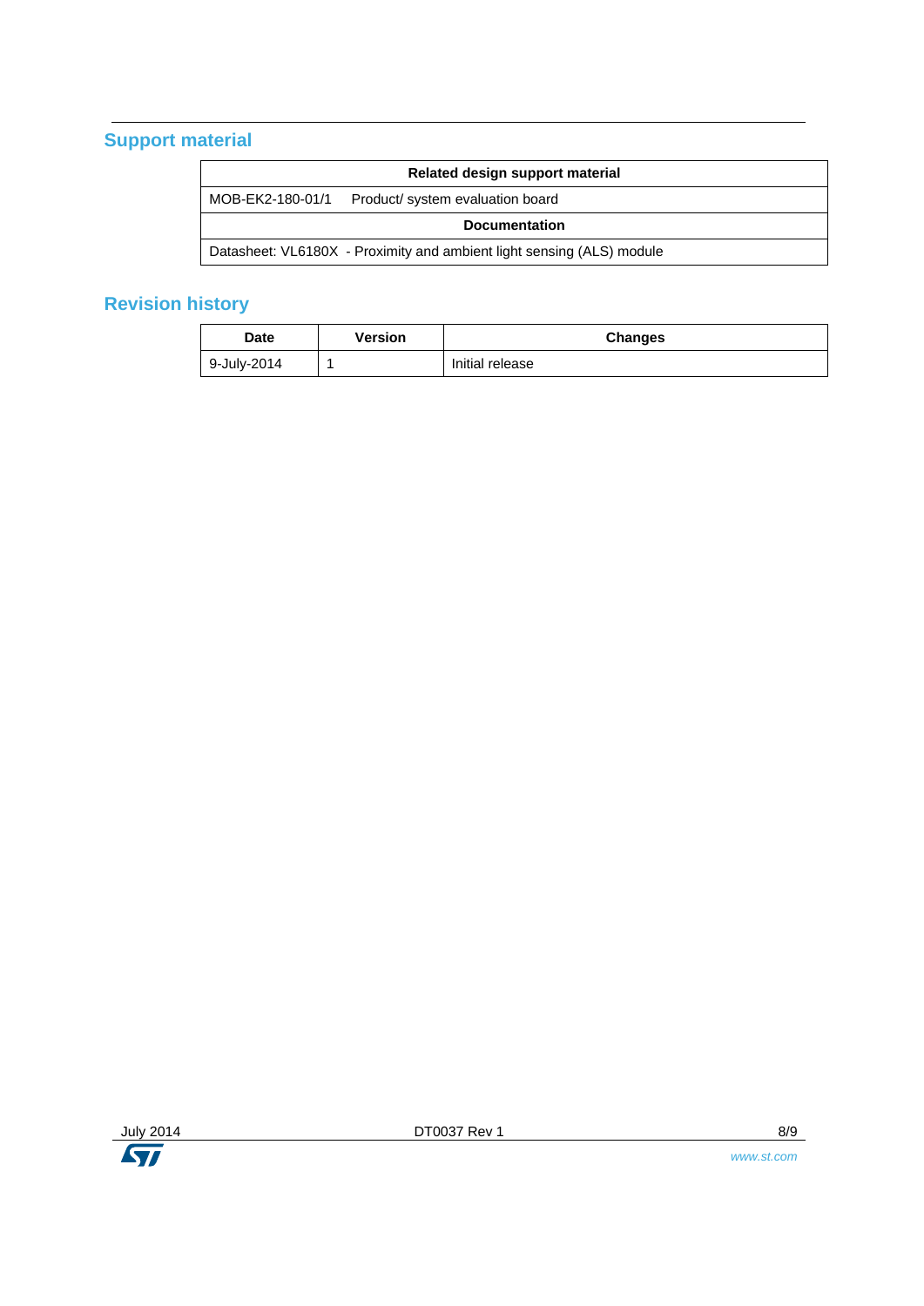## Support material

| Related design support material | |
|---|---|
| MOB-EK2-180-01/1 | Product/ system evaluation board |
| **Documentation** | |
| Datasheet: VL6180X - Proximity and ambient light sensing (ALS) module | |

## Revision history

| Date | Version | Changes |
|---|---|---|
| 9-July-2014 | 1 | Initial release |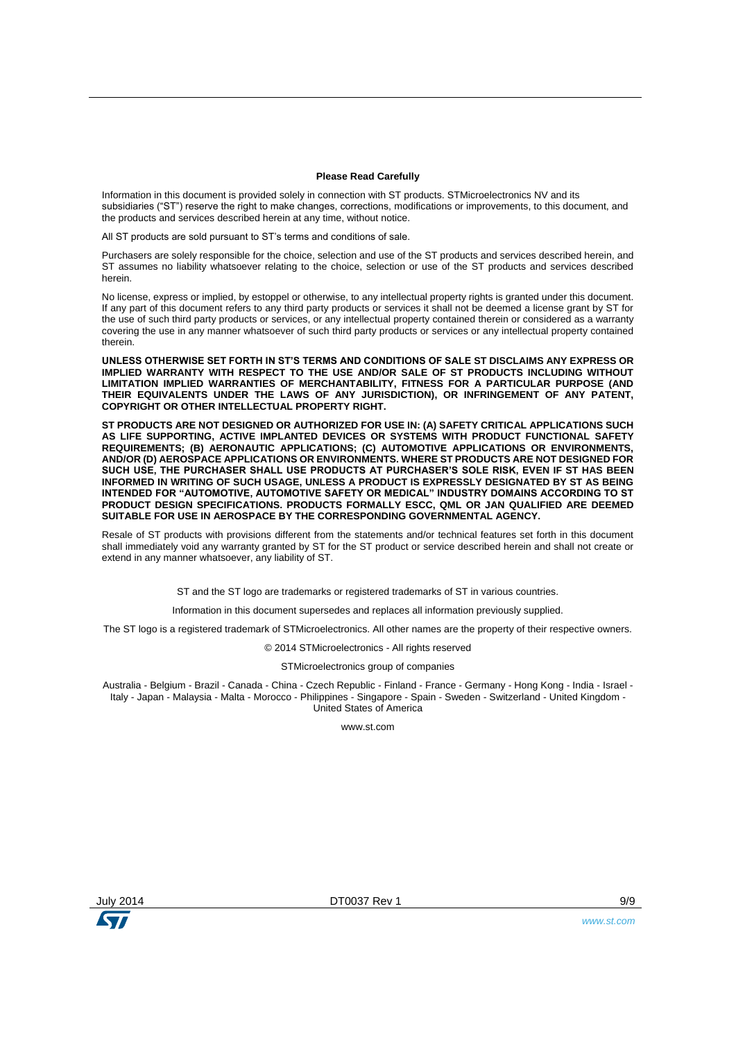**Please Read Carefully**

Information in this document is provided solely in connection with ST products. STMicroelectronics NV and its subsidiaries ("ST") reserve the right to make changes, corrections, modifications or improvements, to this document, and the products and services described herein at any time, without notice.

All ST products are sold pursuant to ST's terms and conditions of sale.

Purchasers are solely responsible for the choice, selection and use of the ST products and services described herein, and ST assumes no liability whatsoever relating to the choice, selection or use of the ST products and services described herein.

No license, express or implied, by estoppel or otherwise, to any intellectual property rights is granted under this document. If any part of this document refers to any third party products or services it shall not be deemed a license grant by ST for the use of such third party products or services, or any intellectual property contained therein or considered as a warranty covering the use in any manner whatsoever of such third party products or services or any intellectual property contained therein.

**UNLESS OTHERWISE SET FORTH IN ST'S TERMS AND CONDITIONS OF SALE ST DISCLAIMS ANY EXPRESS OR IMPLIED WARRANTY WITH RESPECT TO THE USE AND/OR SALE OF ST PRODUCTS INCLUDING WITHOUT LIMITATION IMPLIED WARRANTIES OF MERCHANTABILITY, FITNESS FOR A PARTICULAR PURPOSE (AND THEIR EQUIVALENTS UNDER THE LAWS OF ANY JURISDICTION), OR INFRINGEMENT OF ANY PATENT, COPYRIGHT OR OTHER INTELLECTUAL PROPERTY RIGHT.**

**ST PRODUCTS ARE NOT DESIGNED OR AUTHORIZED FOR USE IN: (A) SAFETY CRITICAL APPLICATIONS SUCH AS LIFE SUPPORTING, ACTIVE IMPLANTED DEVICES OR SYSTEMS WITH PRODUCT FUNCTIONAL SAFETY REQUIREMENTS; (B) AERONAUTIC APPLICATIONS; (C) AUTOMOTIVE APPLICATIONS OR ENVIRONMENTS, AND/OR (D) AEROSPACE APPLICATIONS OR ENVIRONMENTS. WHERE ST PRODUCTS ARE NOT DESIGNED FOR SUCH USE, THE PURCHASER SHALL USE PRODUCTS AT PURCHASER'S SOLE RISK, EVEN IF ST HAS BEEN INFORMED IN WRITING OF SUCH USAGE, UNLESS A PRODUCT IS EXPRESSLY DESIGNATED BY ST AS BEING INTENDED FOR "AUTOMOTIVE, AUTOMOTIVE SAFETY OR MEDICAL" INDUSTRY DOMAINS ACCORDING TO ST PRODUCT DESIGN SPECIFICATIONS. PRODUCTS FORMALLY ESCC, QML OR JAN QUALIFIED ARE DEEMED SUITABLE FOR USE IN AEROSPACE BY THE CORRESPONDING GOVERNMENTAL AGENCY.**

Resale of ST products with provisions different from the statements and/or technical features set forth in this document shall immediately void any warranty granted by ST for the ST product or service described herein and shall not create or extend in any manner whatsoever, any liability of ST.

ST and the ST logo are trademarks or registered trademarks of ST in various countries.

Information in this document supersedes and replaces all information previously supplied.

The ST logo is a registered trademark of STMicroelectronics. All other names are the property of their respective owners.

© 2014 STMicroelectronics - All rights reserved

STMicroelectronics group of companies

Australia - Belgium - Brazil - Canada - China - Czech Republic - Finland - France - Germany - Hong Kong - India - Israel - Italy - Japan - Malaysia - Malta - Morocco - Philippines - Singapore - Spain - Sweden - Switzerland - United Kingdom - United States of America

www.st.com